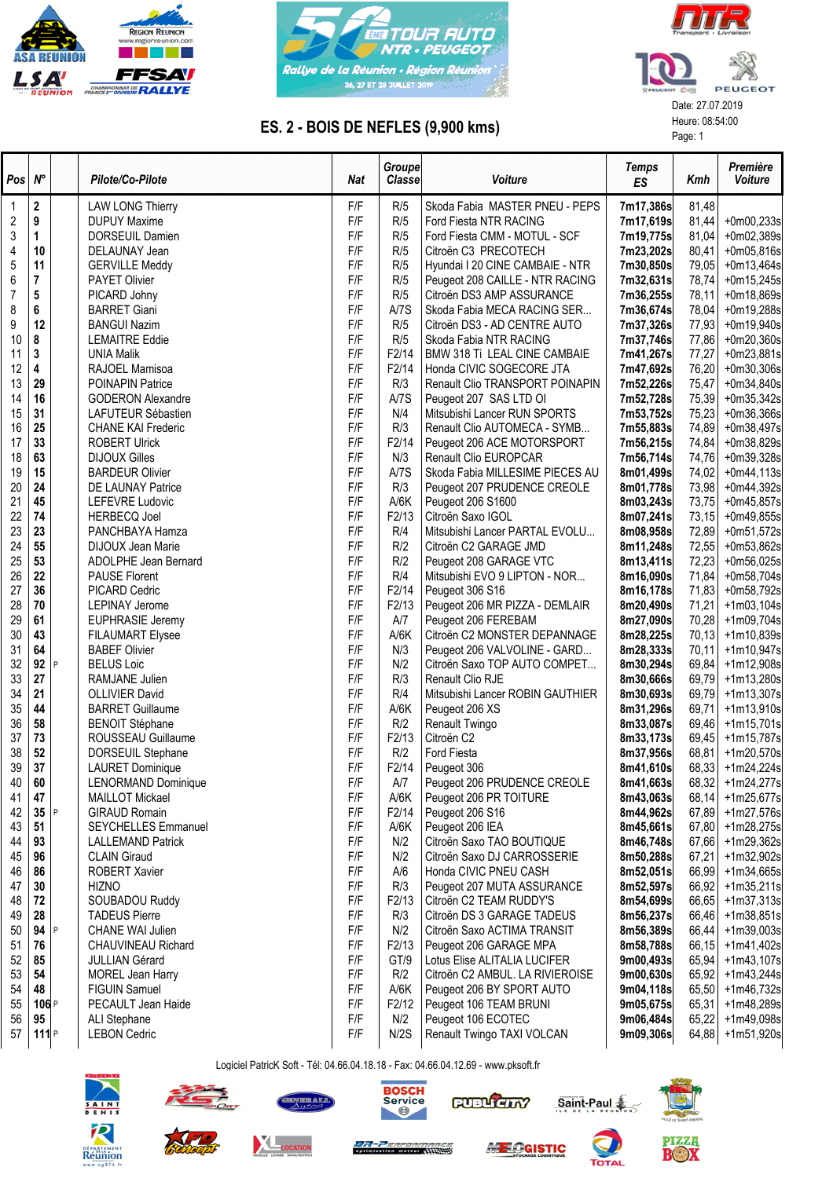ASA REUNION · LSA RÉUNION · RÉGION RÉUNION · FFSA CHAMPIONNAT DE FRANCE 2ème DIVISION RALLYE

52ème TOUR AUTO NTR - PEUGEOT
Rallye de la Réunion - Région Réunion
26, 27 ET 28 JUILLET 2019

NTR Transport - Livraison · PEUGEOT

# ES. 2 - BOIS DE NEFLES (9,900 kms)

Date: 27.07.2019
Heure: 08:54:00
Page: 1

| Pos | N° | | Pilote/Co-Pilote | Nat | Groupe Classe | Voiture | Temps ES | Kmh | Première Voiture |
|---|---|---|---|---|---|---|---|---|---|
| 1 | 2 | | LAW LONG Thierry | F/F | R/5 | Skoda Fabia MASTER PNEU - PEPS | 7m17,386s | 81,48 | |
| 2 | 9 | | DUPUY Maxime | F/F | R/5 | Ford Fiesta NTR RACING | 7m17,619s | 81,44 | +0m00,233s |
| 3 | 1 | | DORSEUIL Damien | F/F | R/5 | Ford Fiesta CMM - MOTUL - SCF | 7m19,775s | 81,04 | +0m02,389s |
| 4 | 10 | | DELAUNAY Jean | F/F | R/5 | Citroën C3 PRECOTECH | 7m23,202s | 80,41 | +0m05,816s |
| 5 | 11 | | GERVILLE Meddy | F/F | R/5 | Hyundai I 20 CINE CAMBAIE - NTR | 7m30,850s | 79,05 | +0m13,464s |
| 6 | 7 | | PAYET Olivier | F/F | R/5 | Peugeot 208 CAILLE - NTR RACING | 7m32,631s | 78,74 | +0m15,245s |
| 7 | 5 | | PICARD Johny | F/F | R/5 | Citroën DS3 AMP ASSURANCE | 7m36,255s | 78,11 | +0m18,869s |
| 8 | 6 | | BARRET Giani | F/F | A/7S | Skoda Fabia MECA RACING SER... | 7m36,674s | 78,04 | +0m19,288s |
| 9 | 12 | | BANGUI Nazim | F/F | R/5 | Citroën DS3 - AD CENTRE AUTO | 7m37,326s | 77,93 | +0m19,940s |
| 10 | 8 | | LEMAITRE Eddie | F/F | R/5 | Skoda Fabia NTR RACING | 7m37,746s | 77,86 | +0m20,360s |
| 11 | 3 | | UNIA Malik | F/F | F2/14 | BMW 318 Ti LEAL CINE CAMBAIE | 7m41,267s | 77,27 | +0m23,881s |
| 12 | 4 | | RAJOEL Mamisoa | F/F | F2/14 | Honda CIVIC SOGECORE JTA | 7m47,692s | 76,20 | +0m30,306s |
| 13 | 29 | | POINAPIN Patrice | F/F | R/3 | Renault Clio TRANSPORT POINAPIN | 7m52,226s | 75,47 | +0m34,840s |
| 14 | 16 | | GODERON Alexandre | F/F | A/7S | Peugeot 207 SAS LTD OI | 7m52,728s | 75,39 | +0m35,342s |
| 15 | 31 | | LAFUTEUR Sébastien | F/F | N/4 | Mitsubishi Lancer RUN SPORTS | 7m53,752s | 75,23 | +0m36,366s |
| 16 | 25 | | CHANE KAI Frederic | F/F | R/3 | Renault Clio AUTOMECA - SYMB... | 7m55,883s | 74,89 | +0m38,497s |
| 17 | 33 | | ROBERT Ulrick | F/F | F2/14 | Peugeot 206 ACE MOTORSPORT | 7m56,215s | 74,84 | +0m38,829s |
| 18 | 63 | | DIJOUX Gilles | F/F | N/3 | Renault Clio EUROPCAR | 7m56,714s | 74,76 | +0m39,328s |
| 19 | 15 | | BARDEUR Olivier | F/F | A/7S | Skoda Fabia MILLESIME PIECES AU | 8m01,499s | 74,02 | +0m44,113s |
| 20 | 24 | | DE LAUNAY Patrice | F/F | R/3 | Peugeot 207 PRUDENCE CREOLE | 8m01,778s | 73,98 | +0m44,392s |
| 21 | 45 | | LEFEVRE Ludovic | F/F | A/6K | Peugeot 206 S1600 | 8m03,243s | 73,75 | +0m45,857s |
| 22 | 74 | | HERBECQ Joel | F/F | F2/13 | Citroën Saxo IGOL | 8m07,241s | 73,15 | +0m49,855s |
| 23 | 23 | | PANCHBAYA Hamza | F/F | R/4 | Mitsubishi Lancer PARTAL EVOLU... | 8m08,958s | 72,89 | +0m51,572s |
| 24 | 55 | | DIJOUX Jean Marie | F/F | R/2 | Citroën C2 GARAGE JMD | 8m11,248s | 72,55 | +0m53,862s |
| 25 | 53 | | ADOLPHE Jean Bernard | F/F | R/2 | Peugeot 208 GARAGE VTC | 8m13,411s | 72,23 | +0m56,025s |
| 26 | 22 | | PAUSE Florent | F/F | R/4 | Mitsubishi EVO 9 LIPTON - NOR... | 8m16,090s | 71,84 | +0m58,704s |
| 27 | 36 | | PICARD Cedric | F/F | F2/14 | Peugeot 306 S16 | 8m16,178s | 71,83 | +0m58,792s |
| 28 | 70 | | LEPINAY Jerome | F/F | F2/13 | Peugeot 206 MR PIZZA - DEMLAIR | 8m20,490s | 71,21 | +1m03,104s |
| 29 | 61 | | EUPHRASIE Jeremy | F/F | A/7 | Peugeot 206 FEREBAM | 8m27,090s | 70,28 | +1m09,704s |
| 30 | 43 | | FILAUMART Elysee | F/F | A/6K | Citroën C2 MONSTER DEPANNAGE | 8m28,225s | 70,13 | +1m10,839s |
| 31 | 64 | | BABEF Olivier | F/F | N/3 | Peugeot 206 VALVOLINE - GARD... | 8m28,333s | 70,11 | +1m10,947s |
| 32 | 92 | P | BELUS Loic | F/F | N/2 | Citroën Saxo TOP AUTO COMPET... | 8m30,294s | 69,84 | +1m12,908s |
| 33 | 27 | | RAMJANE Julien | F/F | R/3 | Renault Clio RJE | 8m30,666s | 69,79 | +1m13,280s |
| 34 | 21 | | OLLIVIER David | F/F | R/4 | Mitsubishi Lancer ROBIN GAUTHIER | 8m30,693s | 69,79 | +1m13,307s |
| 35 | 44 | | BARRET Guillaume | F/F | A/6K | Peugeot 206 XS | 8m31,296s | 69,71 | +1m13,910s |
| 36 | 58 | | BENOIT Stéphane | F/F | R/2 | Renault Twingo | 8m33,087s | 69,46 | +1m15,701s |
| 37 | 73 | | ROUSSEAU Guillaume | F/F | F2/13 | Citroën C2 | 8m33,173s | 69,45 | +1m15,787s |
| 38 | 52 | | DORSEUIL Stephane | F/F | R/2 | Ford Fiesta | 8m37,956s | 68,81 | +1m20,570s |
| 39 | 37 | | LAURET Dominique | F/F | F2/14 | Peugeot 306 | 8m41,610s | 68,33 | +1m24,224s |
| 40 | 60 | | LENORMAND Dominique | F/F | A/7 | Peugeot 206 PRUDENCE CREOLE | 8m41,663s | 68,32 | +1m24,277s |
| 41 | 47 | | MAILLOT Mickael | F/F | A/6K | Peugeot 206 PR TOITURE | 8m43,063s | 68,14 | +1m25,677s |
| 42 | 35 | P | GIRAUD Romain | F/F | F2/14 | Peugeot 206 S16 | 8m44,962s | 67,89 | +1m27,576s |
| 43 | 51 | | SEYCHELLES Emmanuel | F/F | A/6K | Peugeot 206 IEA | 8m45,661s | 67,80 | +1m28,275s |
| 44 | 93 | | LALLEMAND Patrick | F/F | N/2 | Citroën Saxo TAO BOUTIQUE | 8m46,748s | 67,66 | +1m29,362s |
| 45 | 96 | | CLAIN Giraud | F/F | N/2 | Citroën Saxo DJ CARROSSERIE | 8m50,288s | 67,21 | +1m32,902s |
| 46 | 86 | | ROBERT Xavier | F/F | A/6 | Honda CIVIC PNEU CASH | 8m52,051s | 66,99 | +1m34,665s |
| 47 | 30 | | HIZNO | F/F | R/3 | Peugeot 207 MUTA ASSURANCE | 8m52,597s | 66,92 | +1m35,211s |
| 48 | 72 | | SOUBADOU Ruddy | F/F | F2/13 | Citroën C2 TEAM RUDDY'S | 8m54,699s | 66,65 | +1m37,313s |
| 49 | 28 | | TADEUS Pierre | F/F | R/3 | Citroën DS 3 GARAGE TADEUS | 8m56,237s | 66,46 | +1m38,851s |
| 50 | 94 | P | CHANE WAI Julien | F/F | N/2 | Citroën Saxo ACTIMA TRANSIT | 8m56,389s | 66,44 | +1m39,003s |
| 51 | 76 | | CHAUVINEAU Richard | F/F | F2/13 | Peugeot 206 GARAGE MPA | 8m58,788s | 66,15 | +1m41,402s |
| 52 | 85 | | JULLIAN Gérard | F/F | GT/9 | Lotus Elise ALITALIA LUCIFER | 9m00,493s | 65,94 | +1m43,107s |
| 53 | 54 | | MOREL Jean Harry | F/F | R/2 | Citroën C2 AMBUL. LA RIVIEROISE | 9m00,630s | 65,92 | +1m43,244s |
| 54 | 48 | | FIGUIN Samuel | F/F | A/6K | Peugeot 206 BY SPORT AUTO | 9m04,118s | 65,50 | +1m46,732s |
| 55 | 106 | P | PECAULT Jean Haide | F/F | F2/12 | Peugeot 106 TEAM BRUNI | 9m05,675s | 65,31 | +1m48,289s |
| 56 | 95 | | ALI Stephane | F/F | N/2 | Peugeot 106 ECOTEC | 9m06,484s | 65,22 | +1m49,098s |
| 57 | 111 | P | LEBON Cedric | F/F | N/2S | Renault Twingo TAXI VOLCAN | 9m09,306s | 64,88 | +1m51,920s |

Logiciel PatricK Soft - Tél: 04.66.04.18.18 - Fax: 04.66.04.12.69 - www.pksoft.fr

SAINT DENIS · RS SPORT · GENERALI AUTOS · BOSCH Service · PUBLICITY · Saint-Paul ILE DE LA REUNION · VILLE DE SAINT-PIERRE · DÉPARTEMENT Réunion · AFD Concept · XL LOCATION · BR-PERFORMANCE optimisation moteur · MEGISTIC STOCKAGE LOGISTIQUE · TOTAL · PIZZA BOX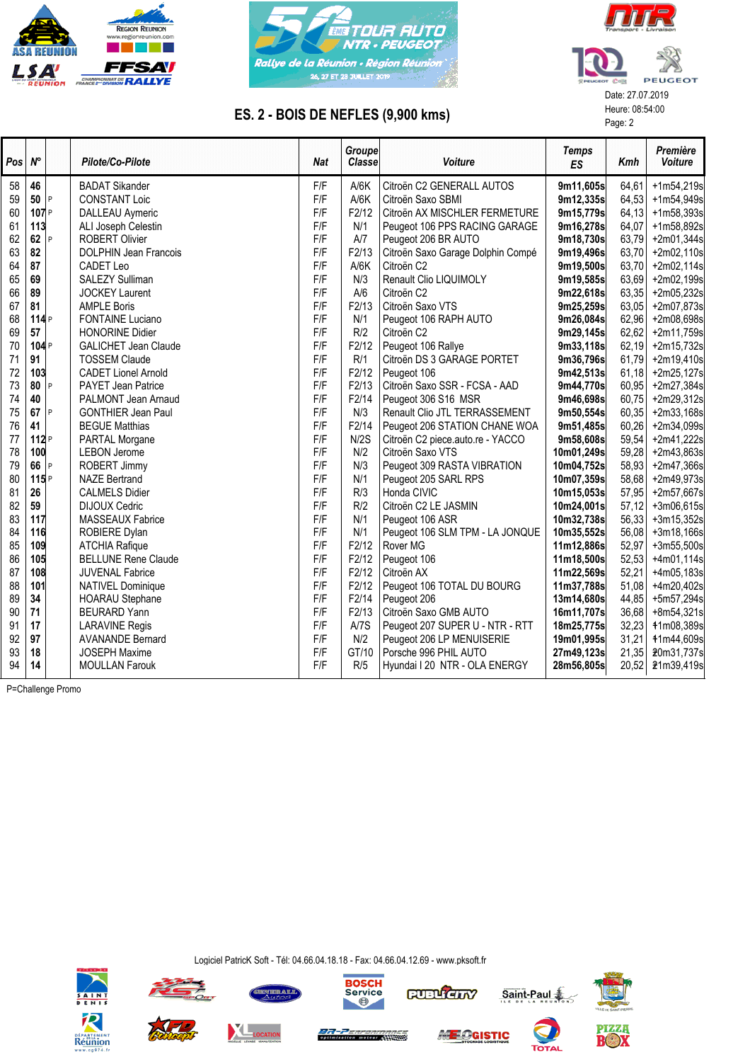Date: 27.07.2019
Heure: 08:54:00

## ES. 2 - BOIS DE NEFLES (9,900 kms)

| Pos | N° | | Pilote/Co-Pilote | Nat | Groupe Classe | Voiture | Temps ES | Kmh | Première Voiture |
|---|---|---|---|---|---|---|---|---|---|
| 58 | 46 | | BADAT Sikander | F/F | A/6K | Citroën C2 GENERALL AUTOS | 9m11,605s | 64,61 | +1m54,219s |
| 59 | 50 | P | CONSTANT Loic | F/F | A/6K | Citroën Saxo SBMI | 9m12,335s | 64,53 | +1m54,949s |
| 60 | 107 | P | DALLEAU Aymeric | F/F | F2/12 | Citroën AX MISCHLER FERMETURE | 9m15,779s | 64,13 | +1m58,393s |
| 61 | 113 | | ALI Joseph Celestin | F/F | N/1 | Peugeot 106 PPS RACING GARAGE | 9m16,278s | 64,07 | +1m58,892s |
| 62 | 62 | P | ROBERT Olivier | F/F | A/7 | Peugeot 206 BR AUTO | 9m18,730s | 63,79 | +2m01,344s |
| 63 | 82 | | DOLPHIN Jean Francois | F/F | F2/13 | Citroën Saxo Garage Dolphin Compé | 9m19,496s | 63,70 | +2m02,110s |
| 64 | 87 | | CADET Leo | F/F | A/6K | Citroën C2 | 9m19,500s | 63,70 | +2m02,114s |
| 65 | 69 | | SALEZY Sulliman | F/F | N/3 | Renault Clio LIQUIMOLY | 9m19,585s | 63,69 | +2m02,199s |
| 66 | 89 | | JOCKEY Laurent | F/F | A/6 | Citroën C2 | 9m22,618s | 63,35 | +2m05,232s |
| 67 | 81 | | AMPLE Boris | F/F | F2/13 | Citroën Saxo VTS | 9m25,259s | 63,05 | +2m07,873s |
| 68 | 114 | P | FONTAINE Luciano | F/F | N/1 | Peugeot 106 RAPH AUTO | 9m26,084s | 62,96 | +2m08,698s |
| 69 | 57 | | HONORINE Didier | F/F | R/2 | Citroën C2 | 9m29,145s | 62,62 | +2m11,759s |
| 70 | 104 | P | GALICHET Jean Claude | F/F | F2/12 | Peugeot 106 Rallye | 9m33,118s | 62,19 | +2m15,732s |
| 71 | 91 | | TOSSEM Claude | F/F | R/1 | Citroën DS 3 GARAGE PORTET | 9m36,796s | 61,79 | +2m19,410s |
| 72 | 103 | | CADET Lionel Arnold | F/F | F2/12 | Peugeot 106 | 9m42,513s | 61,18 | +2m25,127s |
| 73 | 80 | P | PAYET Jean Patrice | F/F | F2/13 | Citroën Saxo SSR - FCSA - AAD | 9m44,770s | 60,95 | +2m27,384s |
| 74 | 40 | | PALMONT Jean Arnaud | F/F | F2/14 | Peugeot 306 S16 MSR | 9m46,698s | 60,75 | +2m29,312s |
| 75 | 67 | P | GONTHIER Jean Paul | F/F | N/3 | Renault Clio JTL TERRASSEMENT | 9m50,554s | 60,35 | +2m33,168s |
| 76 | 41 | | BEGUE Matthias | F/F | F2/14 | Peugeot 206 STATION CHANE WOA | 9m51,485s | 60,26 | +2m34,099s |
| 77 | 112 | P | PARTAL Morgane | F/F | N/2S | Citroën C2 piece.auto.re - YACCO | 9m58,608s | 59,54 | +2m41,222s |
| 78 | 100 | | LEBON Jerome | F/F | N/2 | Citroën Saxo VTS | 10m01,249s | 59,28 | +2m43,863s |
| 79 | 66 | P | ROBERT Jimmy | F/F | N/3 | Peugeot 309 RASTA VIBRATION | 10m04,752s | 58,93 | +2m47,366s |
| 80 | 115 | P | NAZE Bertrand | F/F | N/1 | Peugeot 205 SARL RPS | 10m07,359s | 58,68 | +2m49,973s |
| 81 | 26 | | CALMELS Didier | F/F | R/3 | Honda CIVIC | 10m15,053s | 57,95 | +2m57,667s |
| 82 | 59 | | DIJOUX Cedric | F/F | R/2 | Citroën C2 LE JASMIN | 10m24,001s | 57,12 | +3m06,615s |
| 83 | 117 | | MASSEAUX Fabrice | F/F | N/1 | Peugeot 106 ASR | 10m32,738s | 56,33 | +3m15,352s |
| 84 | 116 | | ROBIERE Dylan | F/F | N/1 | Peugeot 106 SLM TPM - LA JONQUE | 10m35,552s | 56,08 | +3m18,166s |
| 85 | 109 | | ATCHIA Rafique | F/F | F2/12 | Rover MG | 11m12,886s | 52,97 | +3m55,500s |
| 86 | 105 | | BELLUNE Rene Claude | F/F | F2/12 | Peugeot 106 | 11m18,500s | 52,53 | +4m01,114s |
| 87 | 108 | | JUVENAL Fabrice | F/F | F2/12 | Citroën AX | 11m22,569s | 52,21 | +4m05,183s |
| 88 | 101 | | NATIVEL Dominique | F/F | F2/12 | Peugeot 106 TOTAL DU BOURG | 11m37,788s | 51,08 | +4m20,402s |
| 89 | 34 | | HOARAU Stephane | F/F | F2/14 | Peugeot 206 | 13m14,680s | 44,85 | +5m57,294s |
| 90 | 71 | | BEURARD Yann | F/F | F2/13 | Citroën Saxo GMB AUTO | 16m11,707s | 36,68 | +8m54,321s |
| 91 | 17 | | LARAVINE Regis | F/F | A/7S | Peugeot 207 SUPER U - NTR - RTT | 18m25,775s | 32,23 | +11m08,389s |
| 92 | 97 | | AVANANDE Bernard | F/F | N/2 | Peugeot 206 LP MENUISERIE | 19m01,995s | 31,21 | +11m44,609s |
| 93 | 18 | | JOSEPH Maxime | F/F | GT/10 | Porsche 996 PHIL AUTO | 27m49,123s | 21,35 | +20m31,737s |
| 94 | 14 | | MOULLAN Farouk | F/F | R/5 | Hyundai I 20 NTR - OLA ENERGY | 28m56,805s | 20,52 | +21m39,419s |

P=Challenge Promo

Logiciel PatricK Soft - Tél: 04.66.04.18.18 - Fax: 04.66.04.12.69 - www.pksoft.fr